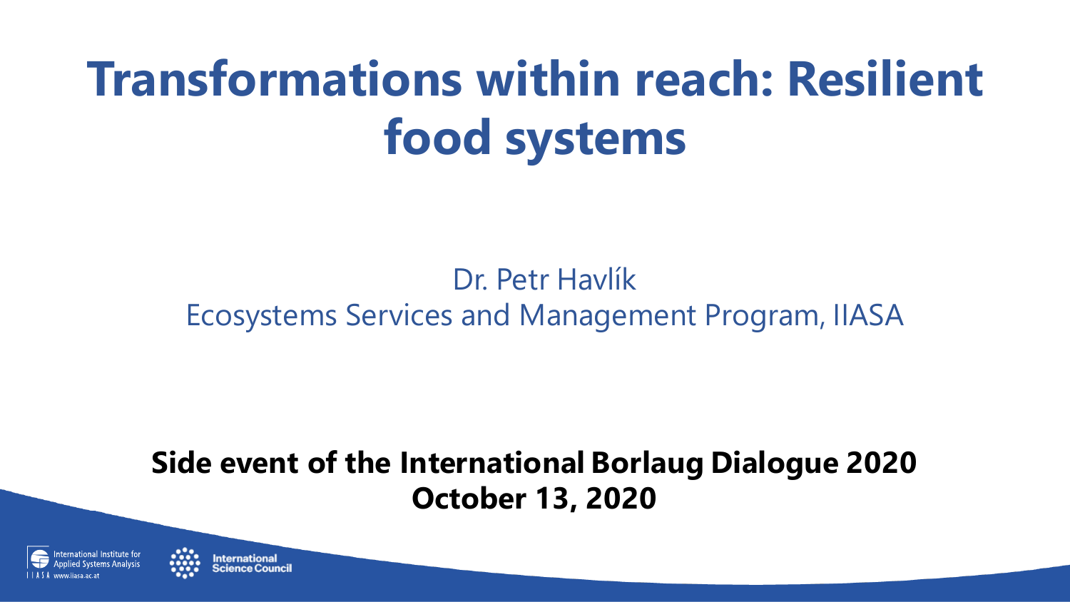# Transformations within reach: Resilient food systems

Dr. Petr Havlík

Ecosystems Services and Management Program, IIASA

**Side event of the International Borlaug Dialogue 2020**
**October 13, 2020**

International Institute for Applied Systems Analysis
IIASA www.iiasa.ac.at

International Science Council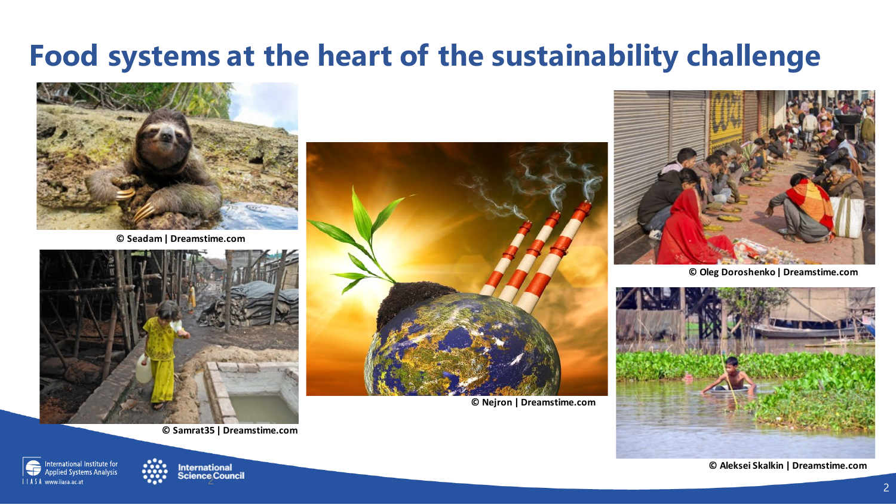# Food systems at the heart of the sustainability challenge

© Seadam | Dreamstime.com

© Samrat35 | Dreamstime.com

© Nejron | Dreamstime.com

© Oleg Doroshenko | Dreamstime.com

© Aleksei Skalkin | Dreamstime.com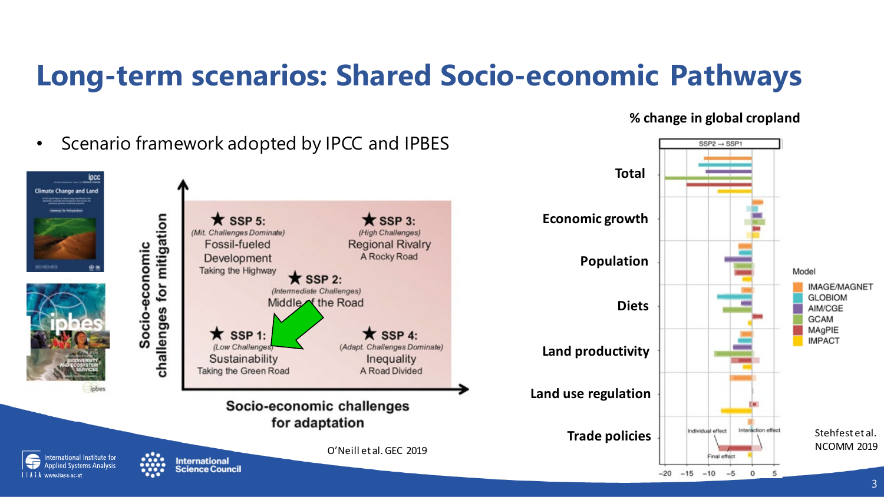# Long-term scenarios: Shared Socio-economic Pathways

- Scenario framework adopted by IPCC and IPBES

**Socio-economic challenges for mitigation**

★ **SSP 5:** *(Mit. Challenges Dominate)* Fossil-fueled Development – Taking the Highway

★ **SSP 3:** *(High Challenges)* Regional Rivalry – A Rocky Road

★ **SSP 2:** *(Intermediate Challenges)* Middle of the Road

★ **SSP 1:** *(Low Challenges)* Sustainability – Taking the Green Road

★ **SSP 4:** *(Adapt. Challenges Dominate)* Inequality – A Road Divided

**Socio-economic challenges for adaptation**

O'Neill et al. GEC 2019

**% change in global cropland**

SSP2 → SSP1

- Total
- Economic growth
- Population
- Diets
- Land productivity
- Land use regulation
- Trade policies

Individual effect · Interaction effect · Final effect

−20 −15 −10 −5 0 5

Model: IMAGE/MAGNET, GLOBIOM, AIM/CGE, GCAM, MAgPIE, IMPACT

Stehfest et al. NCOMM 2019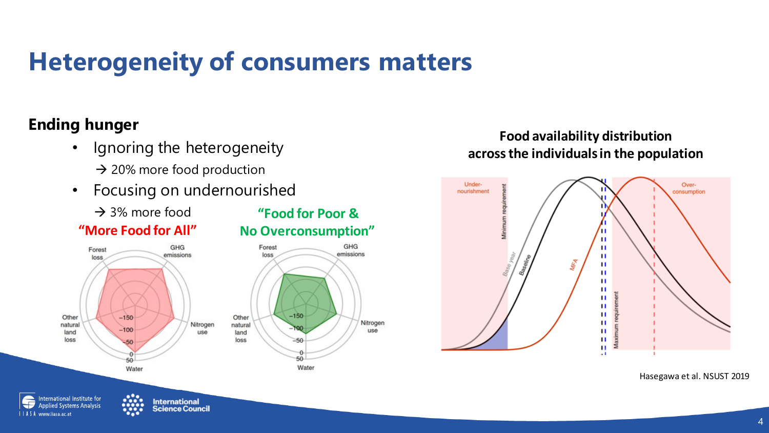# Heterogeneity of consumers matters

**Ending hunger**

- Ignoring the heterogeneity
  → 20% more food production
- Focusing on undernourished
  → 3% more food

**"More Food for All"**

**"Food for Poor & No Overconsumption"**

**Food availability distribution across the individuals in the population**

Hasegawa et al. NSUST 2019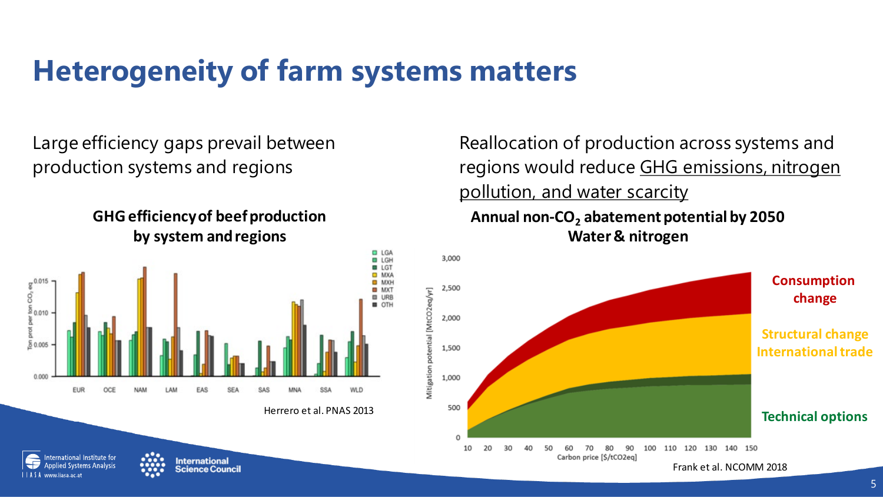# Heterogeneity of farm systems matters

Large efficiency gaps prevail between production systems and regions

**GHG efficiency of beef production by system and regions**

Herrero et al. PNAS 2013

Reallocation of production across systems and regions would reduce GHG emissions, nitrogen pollution, and water scarcity

**Annual non-$CO_2$ abatement potential by 2050 Water & nitrogen**

Consumption change

Structural change International trade

Technical options

Frank et al. NCOMM 2018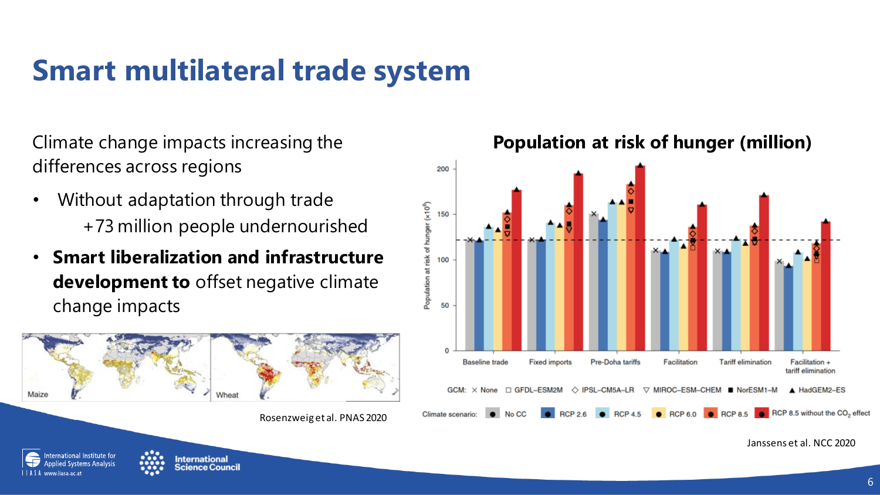# Smart multilateral trade system

Climate change impacts increasing the differences across regions

- Without adaptation through trade
  +73 million people undernourished
- **Smart liberalization and infrastructure development to** offset negative climate change impacts

Maize

Wheat

Rosenzweig et al. PNAS 2020

**Population at risk of hunger (million)**

Population at risk of hunger ($\times 10^6$)

Baseline trade | Fixed imports | Pre-Doha tariffs | Facilitation | Tariff elimination | Facilitation + tariff elimination

GCM: × None □ GFDL–ESM2M ◇ IPSL–CM5A–LR ▽ MIROC–ESM–CHEM ■ NorESM1–M ▲ HadGEM2–ES

Climate scenario: No CC, RCP 2.6, RCP 4.5, RCP 6.0, RCP 8.5, RCP 8.5 without the $CO_2$ effect

Janssens et al. NCC 2020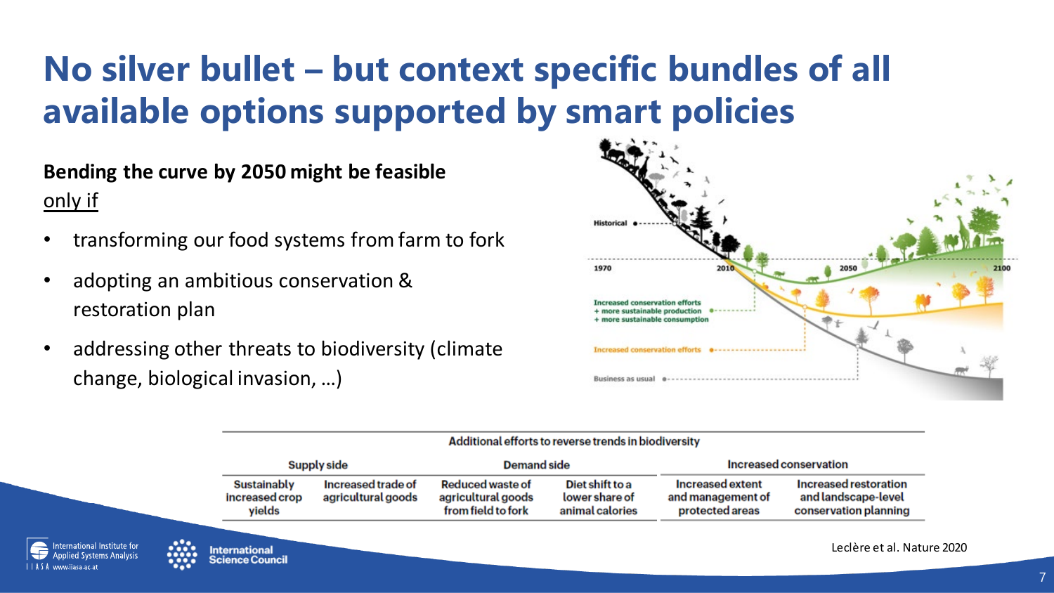# No silver bullet – but context specific bundles of all available options supported by smart policies

**Bending the curve by 2050 might be feasible** only if

- transforming our food systems from farm to fork
- adopting an ambitious conservation & restoration plan
- addressing other threats to biodiversity (climate change, biological invasion, …)

Historical

1970 2010 2050 2100

Increased conservation efforts
+ more sustainable production
+ more sustainable consumption

Increased conservation efforts

Business as usual

| Additional efforts to reverse trends in biodiversity | | | | | |
|---|---|---|---|---|---|
| Supply side | | Demand side | | Increased conservation | |
| Sustainably increased crop yields | Increased trade of agricultural goods | Reduced waste of agricultural goods from field to fork | Diet shift to a lower share of animal calories | Increased extent and management of protected areas | Increased restoration and landscape-level conservation planning |

Leclère et al. Nature 2020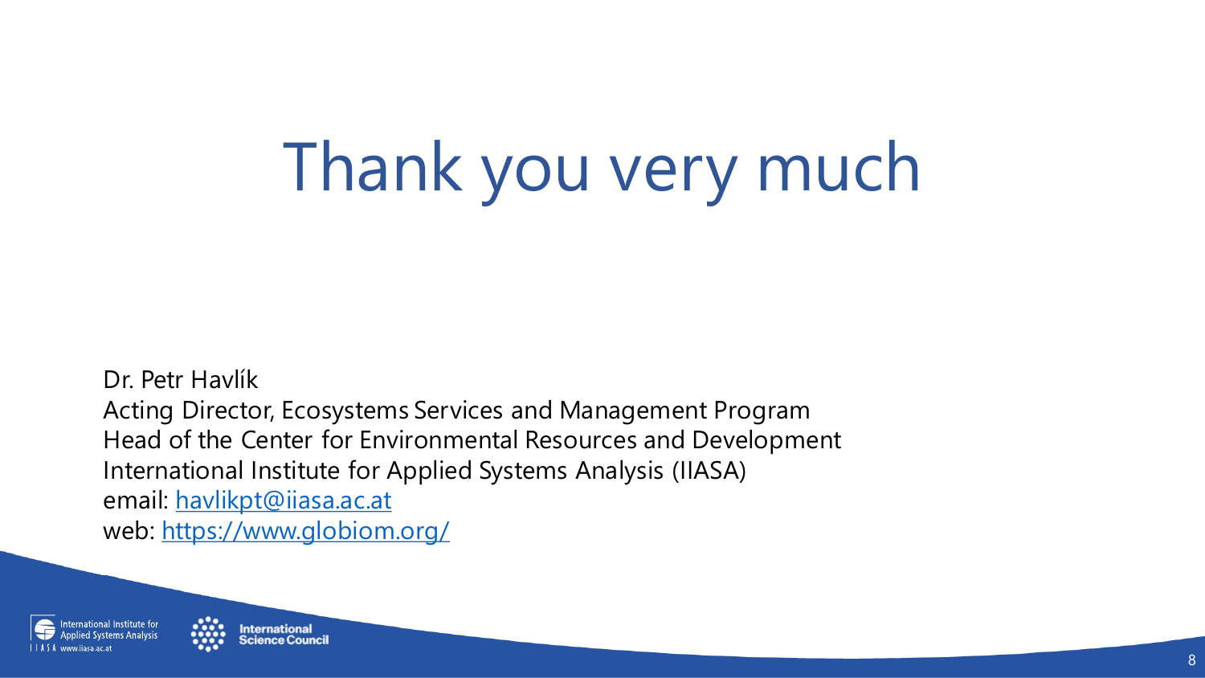# Thank you very much

Dr. Petr Havlík
Acting Director, Ecosystems Services and Management Program
Head of the Center for Environmental Resources and Development
International Institute for Applied Systems Analysis (IIASA)
email: [havlikpt@iiasa.ac.at](mailto:havlikpt@iiasa.ac.at)
web: [https://www.globiom.org/](https://www.globiom.org/)

International Institute for Applied Systems Analysis
IIASA www.iiasa.ac.at

International Science Council